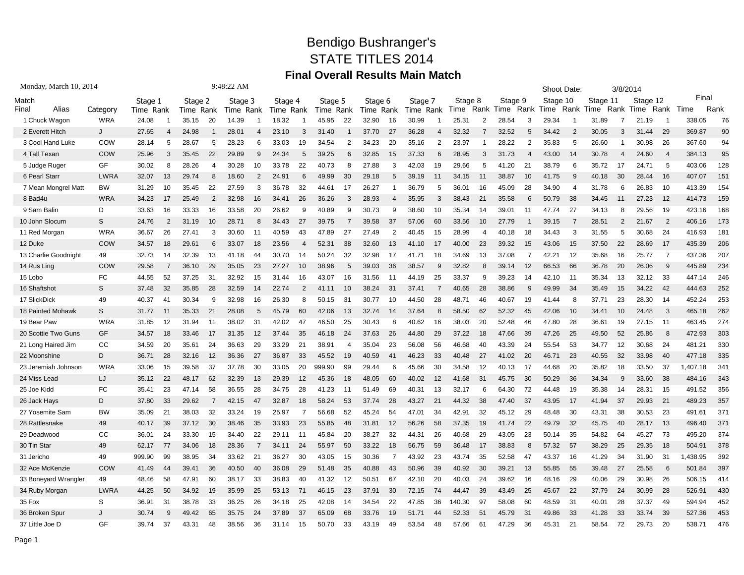# Bendigo Bushranger's

# STATE TITLES 2014

## Final Overall Results Main Match

Monday, March 10, 2014 9:48:22 AM

Shoot Date: 3/8/2014

| Match Final | Alias | Category | Stage 1 Time | Rank | Stage 2 Time | Rank | Stage 3 Time | Rank | Stage 4 Time | Rank | Stage 5 Time | Rank | Stage 6 Time | Rank | Stage 7 Time | Rank | Stage 8 Time | Rank | Stage 9 Time | Rank | Stage 10 Time | Rank | Stage 11 Time | Rank | Stage 12 Time | Rank | Final Time | Final Rank |
|---|---|---|---|---|---|---|---|---|---|---|---|---|---|---|---|---|---|---|---|---|---|---|---|---|---|---|---|---|
| 1 | Chuck Wagon | WRA | 24.08 | 1 | 35.15 | 20 | 14.39 | 1 | 18.32 | 1 | 45.95 | 22 | 32.90 | 16 | 30.99 | 1 | 25.31 | 2 | 28.54 | 3 | 29.34 | 1 | 31.89 | 7 | 21.19 | 1 | 338.05 | 76 |
| 2 | Everett Hitch | J | 27.65 | 4 | 24.98 | 1 | 28.01 | 4 | 23.10 | 3 | 31.40 | 1 | 37.70 | 27 | 36.28 | 4 | 32.32 | 7 | 32.52 | 5 | 34.42 | 2 | 30.05 | 3 | 31.44 | 29 | 369.87 | 90 |
| 3 | Cool Hand Luke | COW | 28.14 | 5 | 28.67 | 5 | 28.23 | 6 | 33.03 | 19 | 34.54 | 2 | 34.23 | 20 | 35.16 | 2 | 23.97 | 1 | 28.22 | 2 | 35.83 | 5 | 26.60 | 1 | 30.98 | 26 | 367.60 | 94 |
| 4 | Tall Texan | COW | 25.96 | 3 | 35.45 | 22 | 29.89 | 9 | 24.34 | 5 | 39.25 | 6 | 32.85 | 15 | 37.33 | 6 | 28.95 | 3 | 31.73 | 4 | 43.00 | 14 | 30.78 | 4 | 24.60 | 4 | 384.13 | 95 |
| 5 | Judge Ruger | GF | 30.02 | 8 | 28.26 | 4 | 30.28 | 10 | 33.78 | 22 | 40.73 | 8 | 27.88 | 3 | 42.03 | 19 | 29.66 | 5 | 41.20 | 21 | 38.79 | 6 | 35.72 | 17 | 24.71 | 5 | 403.06 | 128 |
| 6 | Pearl Starr | LWRA | 32.07 | 13 | 29.74 | 8 | 18.60 | 2 | 24.91 | 6 | 49.99 | 30 | 29.18 | 5 | 39.19 | 11 | 34.15 | 11 | 38.87 | 10 | 41.75 | 9 | 40.18 | 30 | 28.44 | 16 | 407.07 | 151 |
| 7 | Mean Mongrel Matt | BW | 31.29 | 10 | 35.45 | 22 | 27.59 | 3 | 36.78 | 32 | 44.61 | 17 | 26.27 | 1 | 36.79 | 5 | 36.01 | 16 | 45.09 | 28 | 34.90 | 4 | 31.78 | 6 | 26.83 | 10 | 413.39 | 154 |
| 8 | Bad4u | WRA | 34.23 | 17 | 25.49 | 2 | 32.98 | 16 | 34.41 | 26 | 36.26 | 3 | 28.93 | 4 | 35.95 | 3 | 38.43 | 21 | 35.58 | 6 | 50.79 | 38 | 34.45 | 11 | 27.23 | 12 | 414.73 | 159 |
| 9 | Sam Balin | D | 33.63 | 16 | 33.33 | 16 | 33.58 | 20 | 26.62 | 9 | 40.89 | 9 | 30.73 | 9 | 38.60 | 10 | 35.34 | 14 | 39.01 | 11 | 47.74 | 27 | 34.13 | 8 | 29.56 | 19 | 423.16 | 168 |
| 10 | John Slocum | S | 24.76 | 2 | 31.19 | 10 | 28.71 | 8 | 34.43 | 27 | 39.75 | 7 | 39.58 | 37 | 57.06 | 60 | 33.56 | 10 | 27.79 | 1 | 39.15 | 7 | 28.51 | 2 | 21.67 | 2 | 406.16 | 173 |
| 11 | Red Morgan | WRA | 36.67 | 26 | 27.41 | 3 | 30.60 | 11 | 40.59 | 43 | 47.89 | 27 | 27.49 | 2 | 40.45 | 15 | 28.99 | 4 | 40.18 | 18 | 34.43 | 3 | 31.55 | 5 | 30.68 | 24 | 416.93 | 181 |
| 12 | Duke | COW | 34.57 | 18 | 29.61 | 6 | 33.07 | 18 | 23.56 | 4 | 52.31 | 38 | 32.60 | 13 | 41.10 | 17 | 40.00 | 23 | 39.32 | 15 | 43.06 | 15 | 37.50 | 22 | 28.69 | 17 | 435.39 | 206 |
| 13 | Charlie Goodnight | 49 | 32.73 | 14 | 32.39 | 13 | 41.18 | 44 | 30.70 | 14 | 50.24 | 32 | 32.98 | 17 | 41.71 | 18 | 34.69 | 13 | 37.08 | 7 | 42.21 | 12 | 35.68 | 16 | 25.77 | 7 | 437.36 | 207 |
| 14 | Rus Ling | COW | 29.58 | 7 | 36.10 | 29 | 35.05 | 23 | 27.27 | 10 | 38.96 | 5 | 39.03 | 36 | 38.57 | 9 | 32.82 | 8 | 39.14 | 12 | 66.53 | 66 | 36.78 | 20 | 26.06 | 9 | 445.89 | 234 |
| 15 | Lobo | FC | 44.55 | 52 | 37.25 | 31 | 32.92 | 15 | 31.44 | 16 | 43.07 | 16 | 31.56 | 11 | 44.19 | 25 | 33.37 | 9 | 39.23 | 14 | 42.10 | 11 | 35.34 | 13 | 32.12 | 33 | 447.14 | 246 |
| 16 | Shaftshot | S | 37.48 | 32 | 35.85 | 28 | 32.59 | 14 | 22.74 | 2 | 41.11 | 10 | 38.24 | 31 | 37.41 | 7 | 40.65 | 28 | 38.86 | 9 | 49.99 | 34 | 35.49 | 15 | 34.22 | 42 | 444.63 | 252 |
| 17 | SlickDick | 49 | 40.37 | 41 | 30.34 | 9 | 32.98 | 16 | 26.30 | 8 | 50.15 | 31 | 30.77 | 10 | 44.50 | 28 | 48.71 | 46 | 40.67 | 19 | 41.44 | 8 | 37.71 | 23 | 28.30 | 14 | 452.24 | 253 |
| 18 | Painted Mohawk | S | 31.77 | 11 | 35.33 | 21 | 28.08 | 5 | 45.79 | 60 | 42.06 | 13 | 32.74 | 14 | 37.64 | 8 | 58.50 | 62 | 52.32 | 45 | 42.06 | 10 | 34.41 | 10 | 24.48 | 3 | 465.18 | 262 |
| 19 | Bear Paw | WRA | 31.85 | 12 | 31.94 | 11 | 38.02 | 31 | 42.02 | 47 | 46.50 | 25 | 30.43 | 8 | 40.62 | 16 | 38.03 | 20 | 52.48 | 46 | 47.80 | 28 | 36.61 | 19 | 27.15 | 11 | 463.45 | 274 |
| 20 | Scottie Two Guns | GF | 34.57 | 18 | 33.46 | 17 | 31.35 | 12 | 37.44 | 35 | 46.18 | 24 | 37.63 | 26 | 44.80 | 29 | 37.22 | 18 | 47.66 | 39 | 47.26 | 25 | 49.50 | 52 | 25.86 | 8 | 472.93 | 303 |
| 21 | Long Haired Jim | CC | 34.59 | 20 | 35.61 | 24 | 36.63 | 29 | 33.29 | 21 | 38.91 | 4 | 35.04 | 23 | 56.08 | 56 | 46.68 | 40 | 43.39 | 24 | 55.54 | 53 | 34.77 | 12 | 30.68 | 24 | 481.21 | 330 |
| 22 | Moonshine | D | 36.71 | 28 | 32.16 | 12 | 36.36 | 27 | 36.87 | 33 | 45.52 | 19 | 40.59 | 41 | 46.23 | 33 | 40.48 | 27 | 41.02 | 20 | 46.71 | 23 | 40.55 | 32 | 33.98 | 40 | 477.18 | 335 |
| 23 | Jeremiah Johnson | WRA | 33.06 | 15 | 39.58 | 37 | 37.78 | 30 | 33.05 | 20 | 999.90 | 99 | 29.44 | 6 | 45.66 | 30 | 34.58 | 12 | 40.13 | 17 | 44.68 | 20 | 35.82 | 18 | 33.50 | 37 | 1,407.18 | 341 |
| 24 | Miss Lead | LJ | 35.12 | 22 | 48.17 | 62 | 32.39 | 13 | 29.39 | 12 | 45.36 | 18 | 48.05 | 60 | 40.02 | 12 | 41.68 | 31 | 45.75 | 30 | 50.29 | 36 | 34.34 | 9 | 33.60 | 38 | 484.16 | 343 |
| 25 | Joe Kidd | FC | 35.41 | 23 | 47.14 | 58 | 36.55 | 28 | 34.75 | 28 | 41.23 | 11 | 51.49 | 69 | 40.31 | 13 | 32.17 | 6 | 64.30 | 72 | 44.48 | 19 | 35.38 | 14 | 28.31 | 15 | 491.52 | 356 |
| 26 | Jack Hays | D | 37.80 | 33 | 29.62 | 7 | 42.15 | 47 | 32.87 | 18 | 58.24 | 53 | 37.74 | 28 | 43.27 | 21 | 44.32 | 38 | 47.40 | 37 | 43.95 | 17 | 41.94 | 37 | 29.93 | 21 | 489.23 | 357 |
| 27 | Yosemite Sam | BW | 35.09 | 21 | 38.03 | 32 | 33.24 | 19 | 25.97 | 7 | 56.68 | 52 | 45.24 | 54 | 47.01 | 34 | 42.91 | 32 | 45.12 | 29 | 48.48 | 30 | 43.31 | 38 | 30.53 | 23 | 491.61 | 371 |
| 28 | Rattlesnake | 49 | 40.17 | 39 | 37.12 | 30 | 38.46 | 35 | 33.93 | 23 | 55.85 | 48 | 31.81 | 12 | 56.26 | 58 | 37.35 | 19 | 41.74 | 22 | 49.79 | 32 | 45.75 | 40 | 28.17 | 13 | 496.40 | 371 |
| 29 | Deadwood | CC | 36.01 | 24 | 33.30 | 15 | 34.40 | 22 | 29.11 | 11 | 45.84 | 20 | 38.27 | 32 | 44.31 | 26 | 40.68 | 29 | 43.05 | 23 | 50.14 | 35 | 54.82 | 64 | 45.27 | 73 | 495.20 | 374 |
| 30 | Tin Star | 49 | 62.17 | 77 | 34.06 | 18 | 28.36 | 7 | 34.11 | 24 | 55.97 | 50 | 33.22 | 18 | 56.75 | 59 | 36.48 | 17 | 38.83 | 8 | 57.32 | 57 | 38.29 | 25 | 29.35 | 18 | 504.91 | 378 |
| 31 | Jericho | 49 | 999.90 | 99 | 38.95 | 34 | 33.62 | 21 | 36.27 | 30 | 43.05 | 15 | 30.36 | 7 | 43.92 | 23 | 43.74 | 35 | 52.58 | 47 | 43.37 | 16 | 41.29 | 34 | 31.90 | 31 | 1,438.95 | 392 |
| 32 | Ace McKenzie | COW | 41.49 | 44 | 39.41 | 36 | 40.50 | 40 | 36.08 | 29 | 51.48 | 35 | 40.88 | 43 | 50.96 | 39 | 40.92 | 30 | 39.21 | 13 | 55.85 | 55 | 39.48 | 27 | 25.58 | 6 | 501.84 | 397 |
| 33 | Boneyard Wrangler | 49 | 48.46 | 58 | 47.91 | 60 | 38.17 | 33 | 38.83 | 40 | 41.32 | 12 | 50.51 | 67 | 42.10 | 20 | 40.03 | 24 | 39.62 | 16 | 48.16 | 29 | 40.06 | 29 | 30.98 | 26 | 506.15 | 414 |
| 34 | Ruby Morgan | LWRA | 44.25 | 50 | 34.92 | 19 | 35.99 | 25 | 53.13 | 71 | 46.15 | 23 | 37.91 | 30 | 72.15 | 74 | 44.47 | 39 | 43.49 | 25 | 45.67 | 22 | 37.79 | 24 | 30.99 | 28 | 526.91 | 430 |
| 35 | Fox | S | 36.91 | 31 | 38.78 | 33 | 36.25 | 26 | 34.18 | 25 | 42.08 | 14 | 34.54 | 22 | 47.85 | 36 | 140.30 | 97 | 58.08 | 60 | 48.59 | 31 | 40.01 | 28 | 37.37 | 49 | 594.94 | 452 |
| 36 | Broken Spur | J | 30.74 | 9 | 49.42 | 65 | 35.75 | 24 | 37.89 | 37 | 65.09 | 68 | 33.76 | 19 | 51.71 | 44 | 52.33 | 51 | 45.79 | 31 | 49.86 | 33 | 41.28 | 33 | 33.74 | 39 | 527.36 | 453 |
| 37 | Little Joe D | GF | 39.74 | 37 | 43.31 | 48 | 38.56 | 36 | 31.14 | 15 | 50.70 | 33 | 43.19 | 49 | 53.54 | 48 | 57.66 | 61 | 47.29 | 36 | 45.31 | 21 | 58.54 | 72 | 29.73 | 20 | 538.71 | 476 |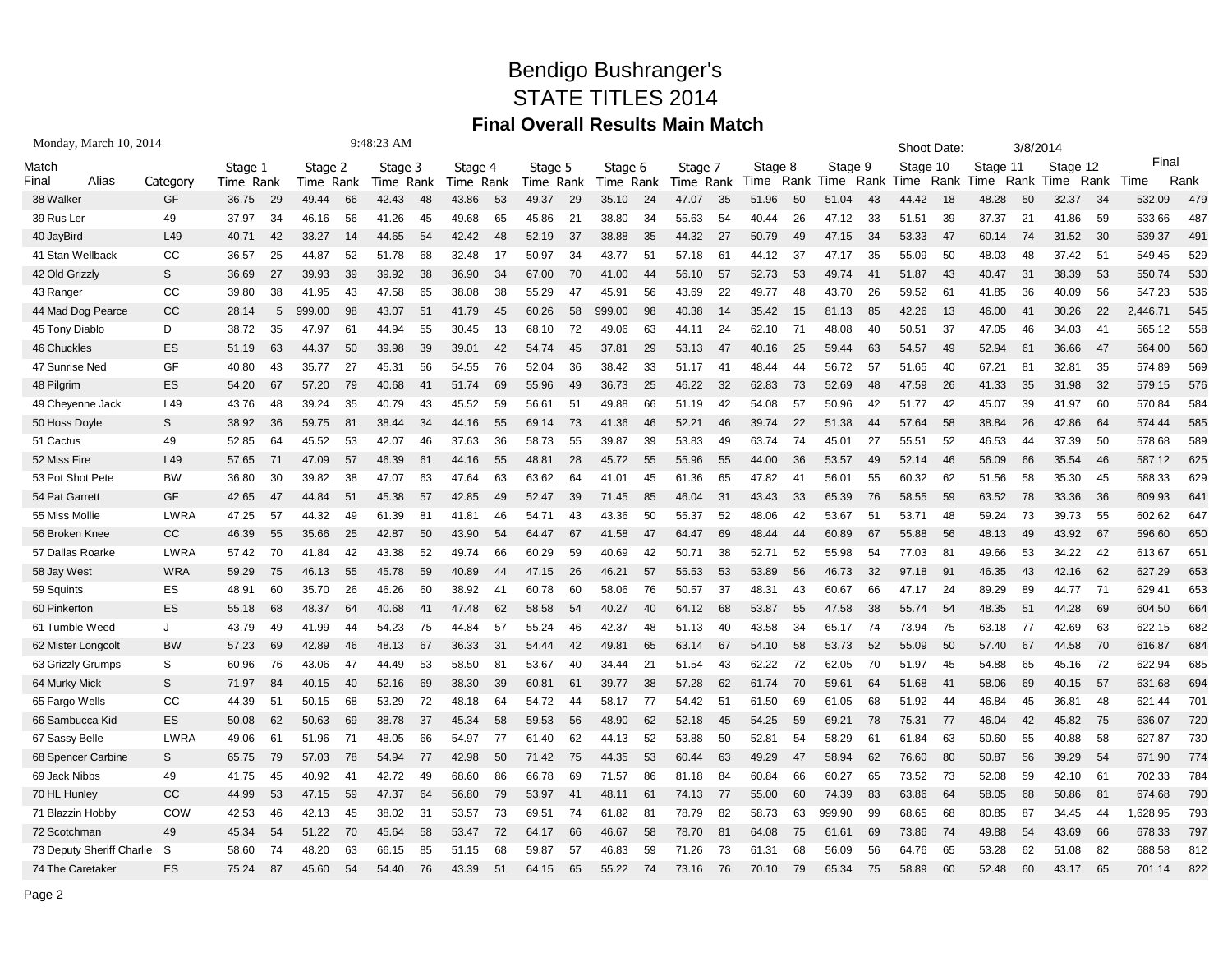# Bendigo Bushranger's
# STATE TITLES 2014
## Final Overall Results Main Match

Monday, March 10, 2014 9:48:23 AM Shoot Date: 3/8/2014

| Match Final | Alias | Category | Stage 1 Time | Rank | Stage 2 Time | Rank | Stage 3 Time | Rank | Stage 4 Time | Rank | Stage 5 Time | Rank | Stage 6 Time | Rank | Stage 7 Time | Rank | Stage 8 Time | Rank | Stage 9 Time | Rank | Stage 10 Time | Rank | Stage 11 Time | Rank | Stage 12 Time | Rank | Final Time | Rank |
|---|---|---|---|---|---|---|---|---|---|---|---|---|---|---|---|---|---|---|---|---|---|---|---|---|---|---|---|---|
| 38 | Walker | GF | 36.75 | 29 | 49.44 | 66 | 42.43 | 48 | 43.86 | 53 | 49.37 | 29 | 35.10 | 24 | 47.07 | 35 | 51.96 | 50 | 51.04 | 43 | 44.42 | 18 | 48.28 | 50 | 32.37 | 34 | 532.09 | 479 |
| 39 | Rus Ler | 49 | 37.97 | 34 | 46.16 | 56 | 41.26 | 45 | 49.68 | 65 | 45.86 | 21 | 38.80 | 34 | 55.63 | 54 | 40.44 | 26 | 47.12 | 33 | 51.51 | 39 | 37.37 | 21 | 41.86 | 59 | 533.66 | 487 |
| 40 | JayBird | L49 | 40.71 | 42 | 33.27 | 14 | 44.65 | 54 | 42.42 | 48 | 52.19 | 37 | 38.88 | 35 | 44.32 | 27 | 50.79 | 49 | 47.15 | 34 | 53.33 | 47 | 60.14 | 74 | 31.52 | 30 | 539.37 | 491 |
| 41 | Stan Wellback | CC | 36.57 | 25 | 44.87 | 52 | 51.78 | 68 | 32.48 | 17 | 50.97 | 34 | 43.77 | 51 | 57.18 | 61 | 44.12 | 37 | 47.17 | 35 | 55.09 | 50 | 48.03 | 48 | 37.42 | 51 | 549.45 | 529 |
| 42 | Old Grizzly | S | 36.69 | 27 | 39.93 | 39 | 39.92 | 38 | 36.90 | 34 | 67.00 | 70 | 41.00 | 44 | 56.10 | 57 | 52.73 | 53 | 49.74 | 41 | 51.87 | 43 | 40.47 | 31 | 38.39 | 53 | 550.74 | 530 |
| 43 | Ranger | CC | 39.80 | 38 | 41.95 | 43 | 47.58 | 65 | 38.08 | 38 | 55.29 | 47 | 45.91 | 56 | 43.69 | 22 | 49.77 | 48 | 43.70 | 26 | 59.52 | 61 | 41.85 | 36 | 40.09 | 56 | 547.23 | 536 |
| 44 | Mad Dog Pearce | CC | 28.14 | 5 | 999.00 | 98 | 43.07 | 51 | 41.79 | 45 | 60.26 | 58 | 999.00 | 98 | 40.38 | 14 | 35.42 | 15 | 81.13 | 85 | 42.26 | 13 | 46.00 | 41 | 30.26 | 22 | 2,446.71 | 545 |
| 45 | Tony Diablo | D | 38.72 | 35 | 47.97 | 61 | 44.94 | 55 | 30.45 | 13 | 68.10 | 72 | 49.06 | 63 | 44.11 | 24 | 62.10 | 71 | 48.08 | 40 | 50.51 | 37 | 47.05 | 46 | 34.03 | 41 | 565.12 | 558 |
| 46 | Chuckles | ES | 51.19 | 63 | 44.37 | 50 | 39.98 | 39 | 39.01 | 42 | 54.74 | 45 | 37.81 | 29 | 53.13 | 47 | 40.16 | 25 | 59.44 | 63 | 54.57 | 49 | 52.94 | 61 | 36.66 | 47 | 564.00 | 560 |
| 47 | Sunrise Ned | GF | 40.80 | 43 | 35.77 | 27 | 45.31 | 56 | 54.55 | 76 | 52.04 | 36 | 38.42 | 33 | 51.17 | 41 | 48.44 | 44 | 56.72 | 57 | 51.65 | 40 | 67.21 | 81 | 32.81 | 35 | 574.89 | 569 |
| 48 | Pilgrim | ES | 54.20 | 67 | 57.20 | 79 | 40.68 | 41 | 51.74 | 69 | 55.96 | 49 | 36.73 | 25 | 46.22 | 32 | 62.83 | 73 | 52.69 | 48 | 47.59 | 26 | 41.33 | 35 | 31.98 | 32 | 579.15 | 576 |
| 49 | Cheyenne Jack | L49 | 43.76 | 48 | 39.24 | 35 | 40.79 | 43 | 45.52 | 59 | 56.61 | 51 | 49.88 | 66 | 51.19 | 42 | 54.08 | 57 | 50.96 | 42 | 51.77 | 42 | 45.07 | 39 | 41.97 | 60 | 570.84 | 584 |
| 50 | Hoss Doyle | S | 38.92 | 36 | 59.75 | 81 | 38.44 | 34 | 44.16 | 55 | 69.14 | 73 | 41.36 | 46 | 52.21 | 46 | 39.74 | 22 | 51.38 | 44 | 57.64 | 58 | 38.84 | 26 | 42.86 | 64 | 574.44 | 585 |
| 51 | Cactus | 49 | 52.85 | 64 | 45.52 | 53 | 42.07 | 46 | 37.63 | 36 | 58.73 | 55 | 39.87 | 39 | 53.83 | 49 | 63.74 | 74 | 45.01 | 27 | 55.51 | 52 | 46.53 | 44 | 37.39 | 50 | 578.68 | 589 |
| 52 | Miss Fire | L49 | 57.65 | 71 | 47.09 | 57 | 46.39 | 61 | 44.16 | 55 | 48.81 | 28 | 45.72 | 55 | 55.96 | 55 | 44.00 | 36 | 53.57 | 49 | 52.14 | 46 | 56.09 | 66 | 35.54 | 46 | 587.12 | 625 |
| 53 | Pot Shot Pete | BW | 36.80 | 30 | 39.82 | 38 | 47.07 | 63 | 47.64 | 63 | 63.62 | 64 | 41.01 | 45 | 61.36 | 65 | 47.82 | 41 | 56.01 | 55 | 60.32 | 62 | 51.56 | 58 | 35.30 | 45 | 588.33 | 629 |
| 54 | Pat Garrett | GF | 42.65 | 47 | 44.84 | 51 | 45.38 | 57 | 42.85 | 49 | 52.47 | 39 | 71.45 | 85 | 46.04 | 31 | 43.43 | 33 | 65.39 | 76 | 58.55 | 59 | 63.52 | 78 | 33.36 | 36 | 609.93 | 641 |
| 55 | Miss Mollie | LWRA | 47.25 | 57 | 44.32 | 49 | 61.39 | 81 | 41.81 | 46 | 54.71 | 43 | 43.36 | 50 | 55.37 | 52 | 48.06 | 42 | 53.67 | 51 | 53.71 | 48 | 59.24 | 73 | 39.73 | 55 | 602.62 | 647 |
| 56 | Broken Knee | CC | 46.39 | 55 | 35.66 | 25 | 42.87 | 50 | 43.90 | 54 | 64.47 | 67 | 41.58 | 47 | 64.47 | 69 | 48.44 | 44 | 60.89 | 67 | 55.88 | 56 | 48.13 | 49 | 43.92 | 67 | 596.60 | 650 |
| 57 | Dallas Roarke | LWRA | 57.42 | 70 | 41.84 | 42 | 43.38 | 52 | 49.74 | 66 | 60.29 | 59 | 40.69 | 42 | 50.71 | 38 | 52.71 | 52 | 55.98 | 54 | 77.03 | 81 | 49.66 | 53 | 34.22 | 42 | 613.67 | 651 |
| 58 | Jay West | WRA | 59.29 | 75 | 46.13 | 55 | 45.78 | 59 | 40.89 | 44 | 47.15 | 26 | 46.21 | 57 | 55.53 | 53 | 53.89 | 56 | 46.73 | 32 | 97.18 | 91 | 46.35 | 43 | 42.16 | 62 | 627.29 | 653 |
| 59 | Squints | ES | 48.91 | 60 | 35.70 | 26 | 46.26 | 60 | 38.92 | 41 | 60.78 | 60 | 58.06 | 76 | 50.57 | 37 | 48.31 | 43 | 60.67 | 66 | 47.17 | 24 | 89.29 | 89 | 44.77 | 71 | 629.41 | 653 |
| 60 | Pinkerton | ES | 55.18 | 68 | 48.37 | 64 | 40.68 | 41 | 47.48 | 62 | 58.58 | 54 | 40.27 | 40 | 64.12 | 68 | 53.87 | 55 | 47.58 | 38 | 55.74 | 54 | 48.35 | 51 | 44.28 | 69 | 604.50 | 664 |
| 61 | Tumble Weed | J | 43.79 | 49 | 41.99 | 44 | 54.23 | 75 | 44.84 | 57 | 55.24 | 46 | 42.37 | 48 | 51.13 | 40 | 43.58 | 34 | 65.17 | 74 | 73.94 | 75 | 63.18 | 77 | 42.69 | 63 | 622.15 | 682 |
| 62 | Mister Longcolt | BW | 57.23 | 69 | 42.89 | 46 | 48.13 | 67 | 36.33 | 31 | 54.44 | 42 | 49.81 | 65 | 63.14 | 67 | 54.10 | 58 | 53.73 | 52 | 55.09 | 50 | 57.40 | 67 | 44.58 | 70 | 616.87 | 684 |
| 63 | Grizzly Grumps | S | 60.96 | 76 | 43.06 | 47 | 44.49 | 53 | 58.50 | 81 | 53.67 | 40 | 34.44 | 21 | 51.54 | 43 | 62.22 | 72 | 62.05 | 70 | 51.97 | 45 | 54.88 | 65 | 45.16 | 72 | 622.94 | 685 |
| 64 | Murky Mick | S | 71.97 | 84 | 40.15 | 40 | 52.16 | 69 | 38.30 | 39 | 60.81 | 61 | 39.77 | 38 | 57.28 | 62 | 61.74 | 70 | 59.61 | 64 | 51.68 | 41 | 58.06 | 69 | 40.15 | 57 | 631.68 | 694 |
| 65 | Fargo Wells | CC | 44.39 | 51 | 50.15 | 68 | 53.29 | 72 | 48.18 | 64 | 54.72 | 44 | 58.17 | 77 | 54.42 | 51 | 61.50 | 69 | 61.05 | 68 | 51.92 | 44 | 46.84 | 45 | 36.81 | 48 | 621.44 | 701 |
| 66 | Sambucca Kid | ES | 50.08 | 62 | 50.63 | 69 | 38.78 | 37 | 45.34 | 58 | 59.53 | 56 | 48.90 | 62 | 52.18 | 45 | 54.25 | 59 | 69.21 | 78 | 75.31 | 77 | 46.04 | 42 | 45.82 | 75 | 636.07 | 720 |
| 67 | Sassy Belle | LWRA | 49.06 | 61 | 51.96 | 71 | 48.05 | 66 | 54.97 | 77 | 61.40 | 62 | 44.13 | 52 | 53.88 | 50 | 52.81 | 54 | 58.29 | 61 | 61.84 | 63 | 50.60 | 55 | 40.88 | 58 | 627.87 | 730 |
| 68 | Spencer Carbine | S | 65.75 | 79 | 57.03 | 78 | 54.94 | 77 | 42.98 | 50 | 71.42 | 75 | 44.35 | 53 | 60.44 | 63 | 49.29 | 47 | 58.94 | 62 | 76.60 | 80 | 50.87 | 56 | 39.29 | 54 | 671.90 | 774 |
| 69 | Jack Nibbs | 49 | 41.75 | 45 | 40.92 | 41 | 42.72 | 49 | 68.60 | 86 | 66.78 | 69 | 71.57 | 86 | 81.18 | 84 | 60.84 | 66 | 60.27 | 65 | 73.52 | 73 | 52.08 | 59 | 42.10 | 61 | 702.33 | 784 |
| 70 | HL Hunley | CC | 44.99 | 53 | 47.15 | 59 | 47.37 | 64 | 56.80 | 79 | 53.97 | 41 | 48.11 | 61 | 74.13 | 77 | 55.00 | 60 | 74.39 | 83 | 63.86 | 64 | 58.05 | 68 | 50.86 | 81 | 674.68 | 790 |
| 71 | Blazzin Hobby | COW | 42.53 | 46 | 42.13 | 45 | 38.02 | 31 | 53.57 | 73 | 69.51 | 74 | 61.82 | 81 | 78.79 | 82 | 58.73 | 63 | 999.90 | 99 | 68.65 | 68 | 80.85 | 87 | 34.45 | 44 | 1,628.95 | 793 |
| 72 | Scotchman | 49 | 45.34 | 54 | 51.22 | 70 | 45.64 | 58 | 53.47 | 72 | 64.17 | 66 | 46.67 | 58 | 78.70 | 81 | 64.08 | 75 | 61.61 | 69 | 73.86 | 74 | 49.88 | 54 | 43.69 | 66 | 678.33 | 797 |
| 73 | Deputy Sheriff Charlie | S | 58.60 | 74 | 48.20 | 63 | 66.15 | 85 | 51.15 | 68 | 59.87 | 57 | 46.83 | 59 | 71.26 | 73 | 61.31 | 68 | 56.09 | 56 | 64.76 | 65 | 53.28 | 62 | 51.08 | 82 | 688.58 | 812 |
| 74 | The Caretaker | ES | 75.24 | 87 | 45.60 | 54 | 54.40 | 76 | 43.39 | 51 | 64.15 | 65 | 55.22 | 74 | 73.16 | 76 | 70.10 | 79 | 65.34 | 75 | 58.89 | 60 | 52.48 | 60 | 43.17 | 65 | 701.14 | 822 |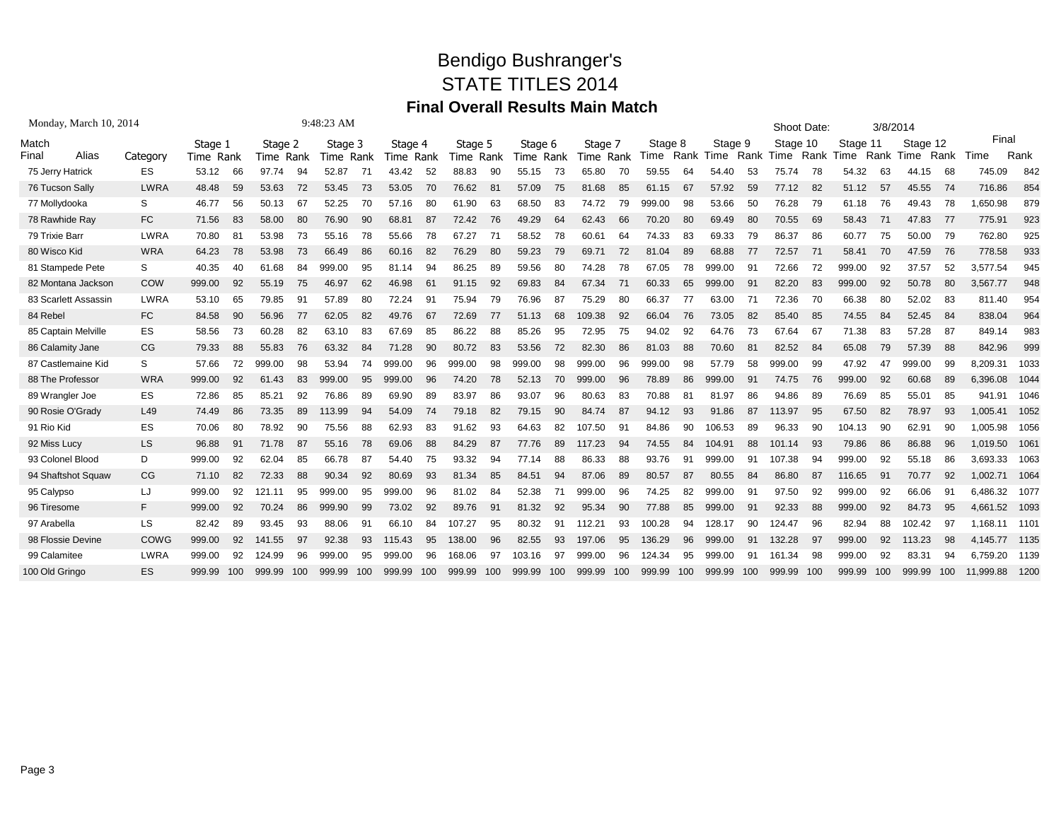# Bendigo Bushranger's

# STATE TITLES 2014

## Final Overall Results Main Match

Monday, March 10, 2014 9:48:23 AM

Shoot Date: 3/8/2014

| Match Final | Alias | Category | Stage 1 Time | Rank | Stage 2 Time | Rank | Stage 3 Time | Rank | Stage 4 Time | Rank | Stage 5 Time | Rank | Stage 6 Time | Rank | Stage 7 Time | Rank | Stage 8 Time | Rank | Stage 9 Time | Rank | Stage 10 Time | Rank | Stage 11 Time | Rank | Stage 12 Time | Rank | Final Time | Final Rank |
|---|---|---|---|---|---|---|---|---|---|---|---|---|---|---|---|---|---|---|---|---|---|---|---|---|---|---|---|---|
| 75 | Jerry Hatrick | ES | 53.12 | 66 | 97.74 | 94 | 52.87 | 71 | 43.42 | 52 | 88.83 | 90 | 55.15 | 73 | 65.80 | 70 | 59.55 | 64 | 54.40 | 53 | 75.74 | 78 | 54.32 | 63 | 44.15 | 68 | 745.09 | 842 |
| 76 | Tucson Sally | LWRA | 48.48 | 59 | 53.63 | 72 | 53.45 | 73 | 53.05 | 70 | 76.62 | 81 | 57.09 | 75 | 81.68 | 85 | 61.15 | 67 | 57.92 | 59 | 77.12 | 82 | 51.12 | 57 | 45.55 | 74 | 716.86 | 854 |
| 77 | Mollydooka | S | 46.77 | 56 | 50.13 | 67 | 52.25 | 70 | 57.16 | 80 | 61.90 | 63 | 68.50 | 83 | 74.72 | 79 | 999.00 | 98 | 53.66 | 50 | 76.28 | 79 | 61.18 | 76 | 49.43 | 78 | 1,650.98 | 879 |
| 78 | Rawhide Ray | FC | 71.56 | 83 | 58.00 | 80 | 76.90 | 90 | 68.81 | 87 | 72.42 | 76 | 49.29 | 64 | 62.43 | 66 | 70.20 | 80 | 69.49 | 80 | 70.55 | 69 | 58.43 | 71 | 47.83 | 77 | 775.91 | 923 |
| 79 | Trixie Barr | LWRA | 70.80 | 81 | 53.98 | 73 | 55.16 | 78 | 55.66 | 78 | 67.27 | 71 | 58.52 | 78 | 60.61 | 64 | 74.33 | 83 | 69.33 | 79 | 86.37 | 86 | 60.77 | 75 | 50.00 | 79 | 762.80 | 925 |
| 80 | Wisco Kid | WRA | 64.23 | 78 | 53.98 | 73 | 66.49 | 86 | 60.16 | 82 | 76.29 | 80 | 59.23 | 79 | 69.71 | 72 | 81.04 | 89 | 68.88 | 77 | 72.57 | 71 | 58.41 | 70 | 47.59 | 76 | 778.58 | 933 |
| 81 | Stampede Pete | S | 40.35 | 40 | 61.68 | 84 | 999.00 | 95 | 81.14 | 94 | 86.25 | 89 | 59.56 | 80 | 74.28 | 78 | 67.05 | 78 | 999.00 | 91 | 72.66 | 72 | 999.00 | 92 | 37.57 | 52 | 3,577.54 | 945 |
| 82 | Montana Jackson | COW | 999.00 | 92 | 55.19 | 75 | 46.97 | 62 | 46.98 | 61 | 91.15 | 92 | 69.83 | 84 | 67.34 | 71 | 60.33 | 65 | 999.00 | 91 | 82.20 | 83 | 999.00 | 92 | 50.78 | 80 | 3,567.77 | 948 |
| 83 | Scarlett Assassin | LWRA | 53.10 | 65 | 79.85 | 91 | 57.89 | 80 | 72.24 | 91 | 75.94 | 79 | 76.96 | 87 | 75.29 | 80 | 66.37 | 77 | 63.00 | 71 | 72.36 | 70 | 66.38 | 80 | 52.02 | 83 | 811.40 | 954 |
| 84 | Rebel | FC | 84.58 | 90 | 56.96 | 77 | 62.05 | 82 | 49.76 | 67 | 72.69 | 77 | 51.13 | 68 | 109.38 | 92 | 66.04 | 76 | 73.05 | 82 | 85.40 | 85 | 74.55 | 84 | 52.45 | 84 | 838.04 | 964 |
| 85 | Captain Melville | ES | 58.56 | 73 | 60.28 | 82 | 63.10 | 83 | 67.69 | 85 | 86.22 | 88 | 85.26 | 95 | 72.95 | 75 | 94.02 | 92 | 64.76 | 73 | 67.64 | 67 | 71.38 | 83 | 57.28 | 87 | 849.14 | 983 |
| 86 | Calamity Jane | CG | 79.33 | 88 | 55.83 | 76 | 63.32 | 84 | 71.28 | 90 | 80.72 | 83 | 53.56 | 72 | 82.30 | 86 | 81.03 | 88 | 70.60 | 81 | 82.52 | 84 | 65.08 | 79 | 57.39 | 88 | 842.96 | 999 |
| 87 | Castlemaine Kid | S | 57.66 | 72 | 999.00 | 98 | 53.94 | 74 | 999.00 | 96 | 999.00 | 98 | 999.00 | 98 | 999.00 | 96 | 999.00 | 98 | 57.79 | 58 | 999.00 | 99 | 47.92 | 47 | 999.00 | 99 | 8,209.31 | 1033 |
| 88 | The Professor | WRA | 999.00 | 92 | 61.43 | 83 | 999.00 | 95 | 999.00 | 96 | 74.20 | 78 | 52.13 | 70 | 999.00 | 96 | 78.89 | 86 | 999.00 | 91 | 74.75 | 76 | 999.00 | 92 | 60.68 | 89 | 6,396.08 | 1044 |
| 89 | Wrangler Joe | ES | 72.86 | 85 | 85.21 | 92 | 76.86 | 89 | 69.90 | 89 | 83.97 | 86 | 93.07 | 96 | 80.63 | 83 | 70.88 | 81 | 81.97 | 86 | 94.86 | 89 | 76.69 | 85 | 55.01 | 85 | 941.91 | 1046 |
| 90 | Rosie O'Grady | L49 | 74.49 | 86 | 73.35 | 89 | 113.99 | 94 | 54.09 | 74 | 79.18 | 82 | 79.15 | 90 | 84.74 | 87 | 94.12 | 93 | 91.86 | 87 | 113.97 | 95 | 67.50 | 82 | 78.97 | 93 | 1,005.41 | 1052 |
| 91 | Rio Kid | ES | 70.06 | 80 | 78.92 | 90 | 75.56 | 88 | 62.93 | 83 | 91.62 | 93 | 64.63 | 82 | 107.50 | 91 | 84.86 | 90 | 106.53 | 89 | 96.33 | 90 | 104.13 | 90 | 62.91 | 90 | 1,005.98 | 1056 |
| 92 | Miss Lucy | LS | 96.88 | 91 | 71.78 | 87 | 55.16 | 78 | 69.06 | 88 | 84.29 | 87 | 77.76 | 89 | 117.23 | 94 | 74.55 | 84 | 104.91 | 88 | 101.14 | 93 | 79.86 | 86 | 86.88 | 96 | 1,019.50 | 1061 |
| 93 | Colonel Blood | D | 999.00 | 92 | 62.04 | 85 | 66.78 | 87 | 54.40 | 75 | 93.32 | 94 | 77.14 | 88 | 86.33 | 88 | 93.76 | 91 | 999.00 | 91 | 107.38 | 94 | 999.00 | 92 | 55.18 | 86 | 3,693.33 | 1063 |
| 94 | Shaftshot Squaw | CG | 71.10 | 82 | 72.33 | 88 | 90.34 | 92 | 80.69 | 93 | 81.34 | 85 | 84.51 | 94 | 87.06 | 89 | 80.57 | 87 | 80.55 | 84 | 86.80 | 87 | 116.65 | 91 | 70.77 | 92 | 1,002.71 | 1064 |
| 95 | Calypso | LJ | 999.00 | 92 | 121.11 | 95 | 999.00 | 95 | 999.00 | 96 | 81.02 | 84 | 52.38 | 71 | 999.00 | 96 | 74.25 | 82 | 999.00 | 91 | 97.50 | 92 | 999.00 | 92 | 66.06 | 91 | 6,486.32 | 1077 |
| 96 | Tiresome | F | 999.00 | 92 | 70.24 | 86 | 999.90 | 99 | 73.02 | 92 | 89.76 | 91 | 81.32 | 92 | 95.34 | 90 | 77.88 | 85 | 999.00 | 91 | 92.33 | 88 | 999.00 | 92 | 84.73 | 95 | 4,661.52 | 1093 |
| 97 | Arabella | LS | 82.42 | 89 | 93.45 | 93 | 88.06 | 91 | 66.10 | 84 | 107.27 | 95 | 80.32 | 91 | 112.21 | 93 | 100.28 | 94 | 128.17 | 90 | 124.47 | 96 | 82.94 | 88 | 102.42 | 97 | 1,168.11 | 1101 |
| 98 | Flossie Devine | COWG | 999.00 | 92 | 141.55 | 97 | 92.38 | 93 | 115.43 | 95 | 138.00 | 96 | 82.55 | 93 | 197.06 | 95 | 136.29 | 96 | 999.00 | 91 | 132.28 | 97 | 999.00 | 92 | 113.23 | 98 | 4,145.77 | 1135 |
| 99 | Calamitee | LWRA | 999.00 | 92 | 124.99 | 96 | 999.00 | 95 | 999.00 | 96 | 168.06 | 97 | 103.16 | 97 | 999.00 | 96 | 124.34 | 95 | 999.00 | 91 | 161.34 | 98 | 999.00 | 92 | 83.31 | 94 | 6,759.20 | 1139 |
| 100 | Old Gringo | ES | 999.99 | 100 | 999.99 | 100 | 999.99 | 100 | 999.99 | 100 | 999.99 | 100 | 999.99 | 100 | 999.99 | 100 | 999.99 | 100 | 999.99 | 100 | 999.99 | 100 | 999.99 | 100 | 999.99 | 100 | 11,999.88 | 1200 |